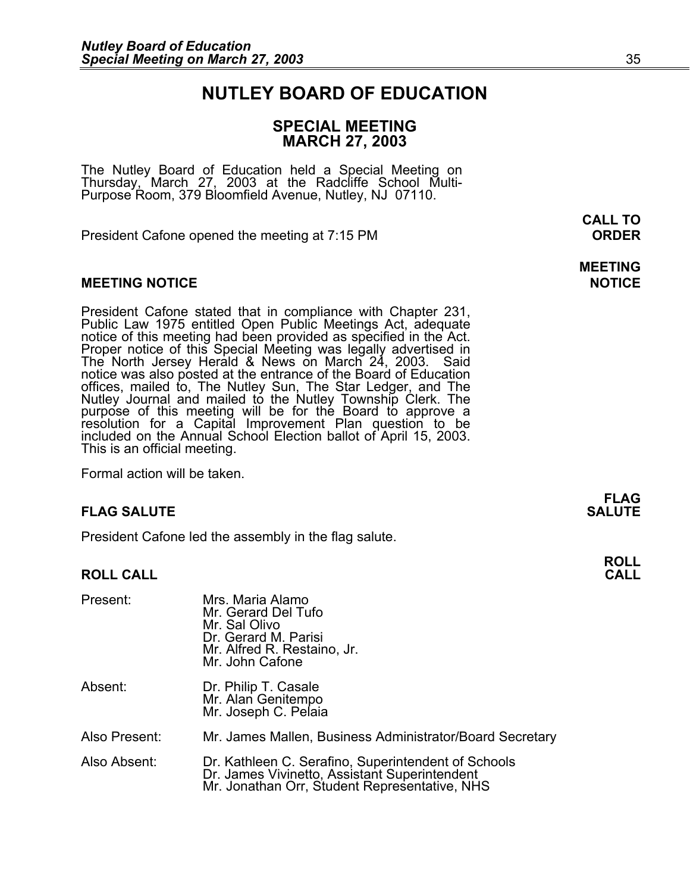# NUTLEY BOARD OF EDUCATION

## SPECIAL MEETING
## MARCH 27, 2003

The Nutley Board of Education held a Special Meeting on Thursday, March 27, 2003 at the Radcliffe School Multi-Purpose Room, 379 Bloomfield Avenue, Nutley, NJ 07110.

**CALL TO ORDER**

President Cafone opened the meeting at 7:15 PM

**MEETING NOTICE**

President Cafone stated that in compliance with Chapter 231, Public Law 1975 entitled Open Public Meetings Act, adequate notice of this meeting had been provided as specified in the Act. Proper notice of this Special Meeting was legally advertised in The North Jersey Herald & News on March 24, 2003. Said notice was also posted at the entrance of the Board of Education offices, mailed to, The Nutley Sun, The Star Ledger, and The Nutley Journal and mailed to the Nutley Township Clerk. The purpose of this meeting will be for the Board to approve a resolution for a Capital Improvement Plan question to be included on the Annual School Election ballot of April 15, 2003. This is an official meeting.

Formal action will be taken.

**FLAG SALUTE**

President Cafone led the assembly in the flag salute.

**ROLL CALL**

| | |
|---|---|
| Present: | Mrs. Maria Alamo<br>Mr. Gerard Del Tufo<br>Mr. Sal Olivo<br>Dr. Gerard M. Parisi<br>Mr. Alfred R. Restaino, Jr.<br>Mr. John Cafone |
| Absent: | Dr. Philip T. Casale<br>Mr. Alan Genitempo<br>Mr. Joseph C. Pelaia |
| Also Present: | Mr. James Mallen, Business Administrator/Board Secretary |
| Also Absent: | Dr. Kathleen C. Serafino, Superintendent of Schools<br>Dr. James Vivinetto, Assistant Superintendent<br>Mr. Jonathan Orr, Student Representative, NHS |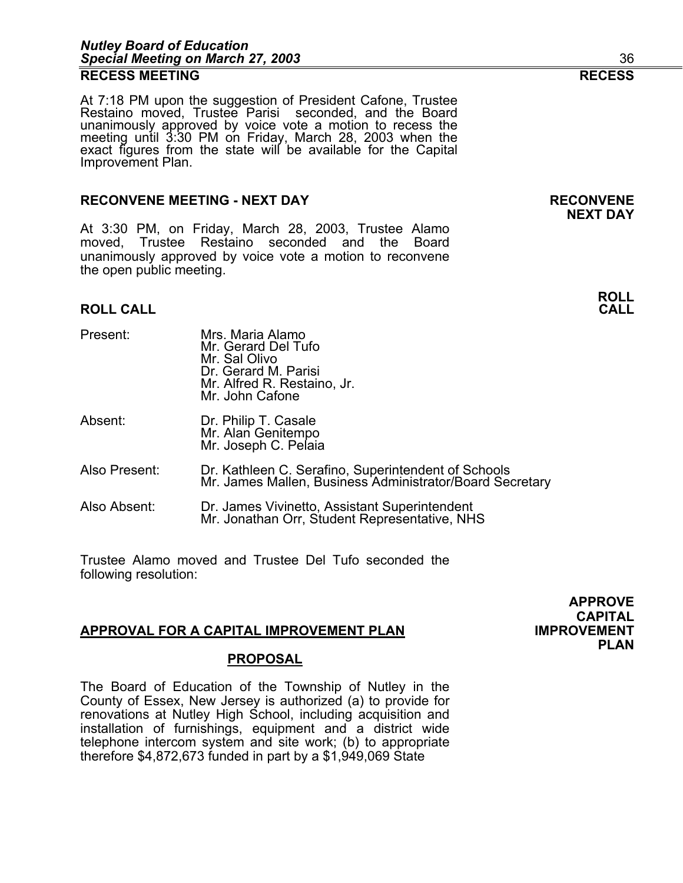## RECESS MEETING

**RECESS**

At 7:18 PM upon the suggestion of President Cafone, Trustee Restaino moved, Trustee Parisi seconded, and the Board unanimously approved by voice vote a motion to recess the meeting until 3:30 PM on Friday, March 28, 2003 when the exact figures from the state will be available for the Capital Improvement Plan.

## RECONVENE MEETING - NEXT DAY

**RECONVENE NEXT DAY**

At 3:30 PM, on Friday, March 28, 2003, Trustee Alamo moved, Trustee Restaino seconded and the Board unanimously approved by voice vote a motion to reconvene the open public meeting.

## ROLL CALL

**ROLL CALL**

| | |
|---|---|
| Present: | Mrs. Maria Alamo<br>Mr. Gerard Del Tufo<br>Mr. Sal Olivo<br>Dr. Gerard M. Parisi<br>Mr. Alfred R. Restaino, Jr.<br>Mr. John Cafone |
| Absent: | Dr. Philip T. Casale<br>Mr. Alan Genitempo<br>Mr. Joseph C. Pelaia |
| Also Present: | Dr. Kathleen C. Serafino, Superintendent of Schools<br>Mr. James Mallen, Business Administrator/Board Secretary |
| Also Absent: | Dr. James Vivinetto, Assistant Superintendent<br>Mr. Jonathan Orr, Student Representative, NHS |

Trustee Alamo moved and Trustee Del Tufo seconded the following resolution:

## APPROVAL FOR A CAPITAL IMPROVEMENT PLAN

**APPROVE CAPITAL IMPROVEMENT PLAN**

### PROPOSAL

The Board of Education of the Township of Nutley in the County of Essex, New Jersey is authorized (a) to provide for renovations at Nutley High School, including acquisition and installation of furnishings, equipment and a district wide telephone intercom system and site work; (b) to appropriate therefore $4,872,673 funded in part by a $1,949,069 State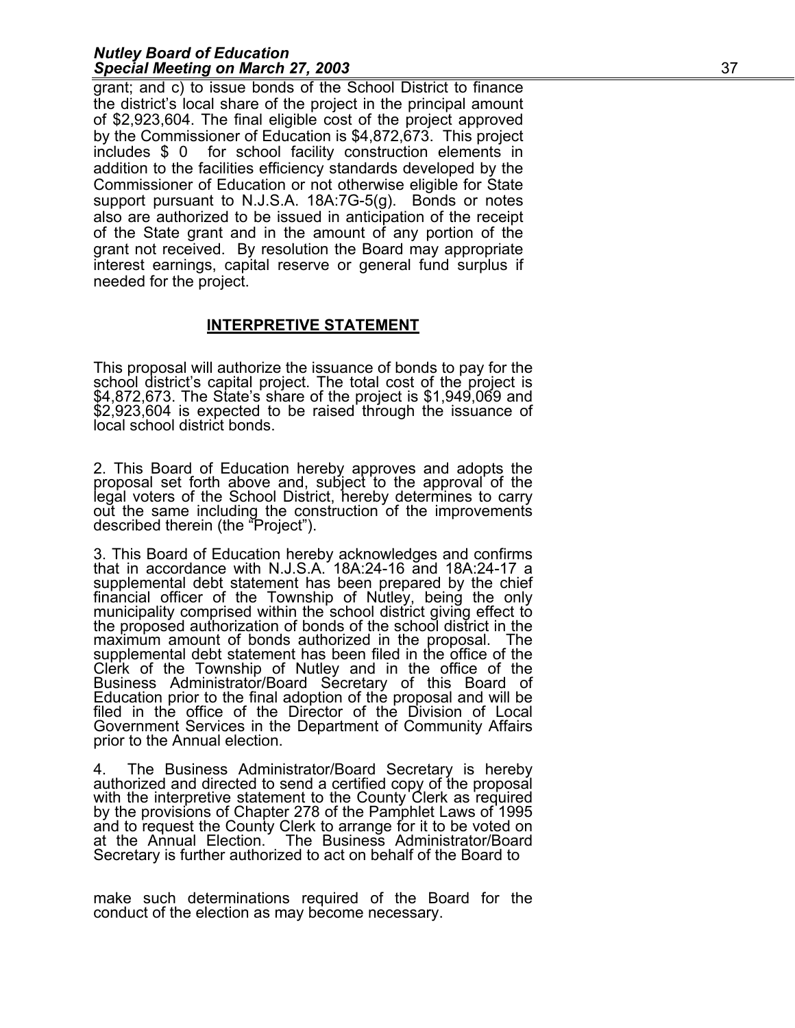grant; and c) to issue bonds of the School District to finance the district's local share of the project in the principal amount of $2,923,604. The final eligible cost of the project approved by the Commissioner of Education is $4,872,673. This project includes $ 0 for school facility construction elements in addition to the facilities efficiency standards developed by the Commissioner of Education or not otherwise eligible for State support pursuant to N.J.S.A. 18A:7G-5(g). Bonds or notes also are authorized to be issued in anticipation of the receipt of the State grant and in the amount of any portion of the grant not received. By resolution the Board may appropriate interest earnings, capital reserve or general fund surplus if needed for the project.

## INTERPRETIVE STATEMENT

This proposal will authorize the issuance of bonds to pay for the school district's capital project. The total cost of the project is $4,872,673. The State's share of the project is $1,949,069 and $2,923,604 is expected to be raised through the issuance of local school district bonds.

2. This Board of Education hereby approves and adopts the proposal set forth above and, subject to the approval of the legal voters of the School District, hereby determines to carry out the same including the construction of the improvements described therein (the "Project").

3. This Board of Education hereby acknowledges and confirms that in accordance with N.J.S.A. 18A:24-16 and 18A:24-17 a supplemental debt statement has been prepared by the chief financial officer of the Township of Nutley, being the only municipality comprised within the school district giving effect to the proposed authorization of bonds of the school district in the maximum amount of bonds authorized in the proposal. The supplemental debt statement has been filed in the office of the Clerk of the Township of Nutley and in the office of the Business Administrator/Board Secretary of this Board of Education prior to the final adoption of the proposal and will be filed in the office of the Director of the Division of Local Government Services in the Department of Community Affairs prior to the Annual election.

4. The Business Administrator/Board Secretary is hereby authorized and directed to send a certified copy of the proposal with the interpretive statement to the County Clerk as required by the provisions of Chapter 278 of the Pamphlet Laws of 1995 and to request the County Clerk to arrange for it to be voted on at the Annual Election. The Business Administrator/Board Secretary is further authorized to act on behalf of the Board to make such determinations required of the Board for the conduct of the election as may become necessary.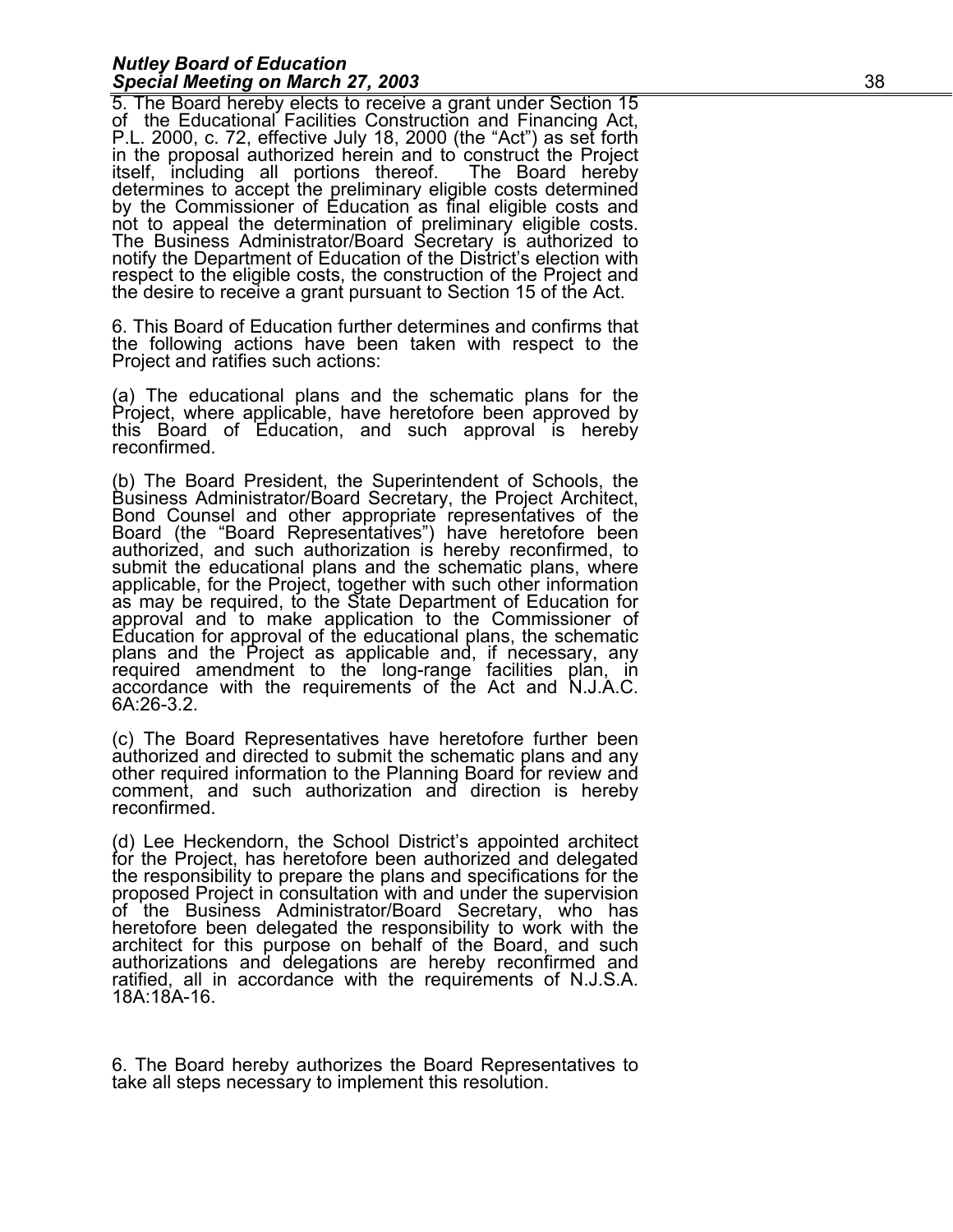5. The Board hereby elects to receive a grant under Section 15 of the Educational Facilities Construction and Financing Act, P.L. 2000, c. 72, effective July 18, 2000 (the "Act") as set forth in the proposal authorized herein and to construct the Project itself, including all portions thereof. The Board hereby determines to accept the preliminary eligible costs determined by the Commissioner of Education as final eligible costs and not to appeal the determination of preliminary eligible costs. The Business Administrator/Board Secretary is authorized to notify the Department of Education of the District's election with respect to the eligible costs, the construction of the Project and the desire to receive a grant pursuant to Section 15 of the Act.

6. This Board of Education further determines and confirms that the following actions have been taken with respect to the Project and ratifies such actions:

(a) The educational plans and the schematic plans for the Project, where applicable, have heretofore been approved by this Board of Education, and such approval is hereby reconfirmed.

(b) The Board President, the Superintendent of Schools, the Business Administrator/Board Secretary, the Project Architect, Bond Counsel and other appropriate representatives of the Board (the "Board Representatives") have heretofore been authorized, and such authorization is hereby reconfirmed, to submit the educational plans and the schematic plans, where applicable, for the Project, together with such other information as may be required, to the State Department of Education for approval and to make application to the Commissioner of Education for approval of the educational plans, the schematic plans and the Project as applicable and, if necessary, any required amendment to the long-range facilities plan, in accordance with the requirements of the Act and N.J.A.C. 6A:26-3.2.

(c) The Board Representatives have heretofore further been authorized and directed to submit the schematic plans and any other required information to the Planning Board for review and comment, and such authorization and direction is hereby reconfirmed.

(d) Lee Heckendorn, the School District's appointed architect for the Project, has heretofore been authorized and delegated the responsibility to prepare the plans and specifications for the proposed Project in consultation with and under the supervision of the Business Administrator/Board Secretary, who has heretofore been delegated the responsibility to work with the architect for this purpose on behalf of the Board, and such authorizations and delegations are hereby reconfirmed and ratified, all in accordance with the requirements of N.J.S.A. 18A:18A-16.

6. The Board hereby authorizes the Board Representatives to take all steps necessary to implement this resolution.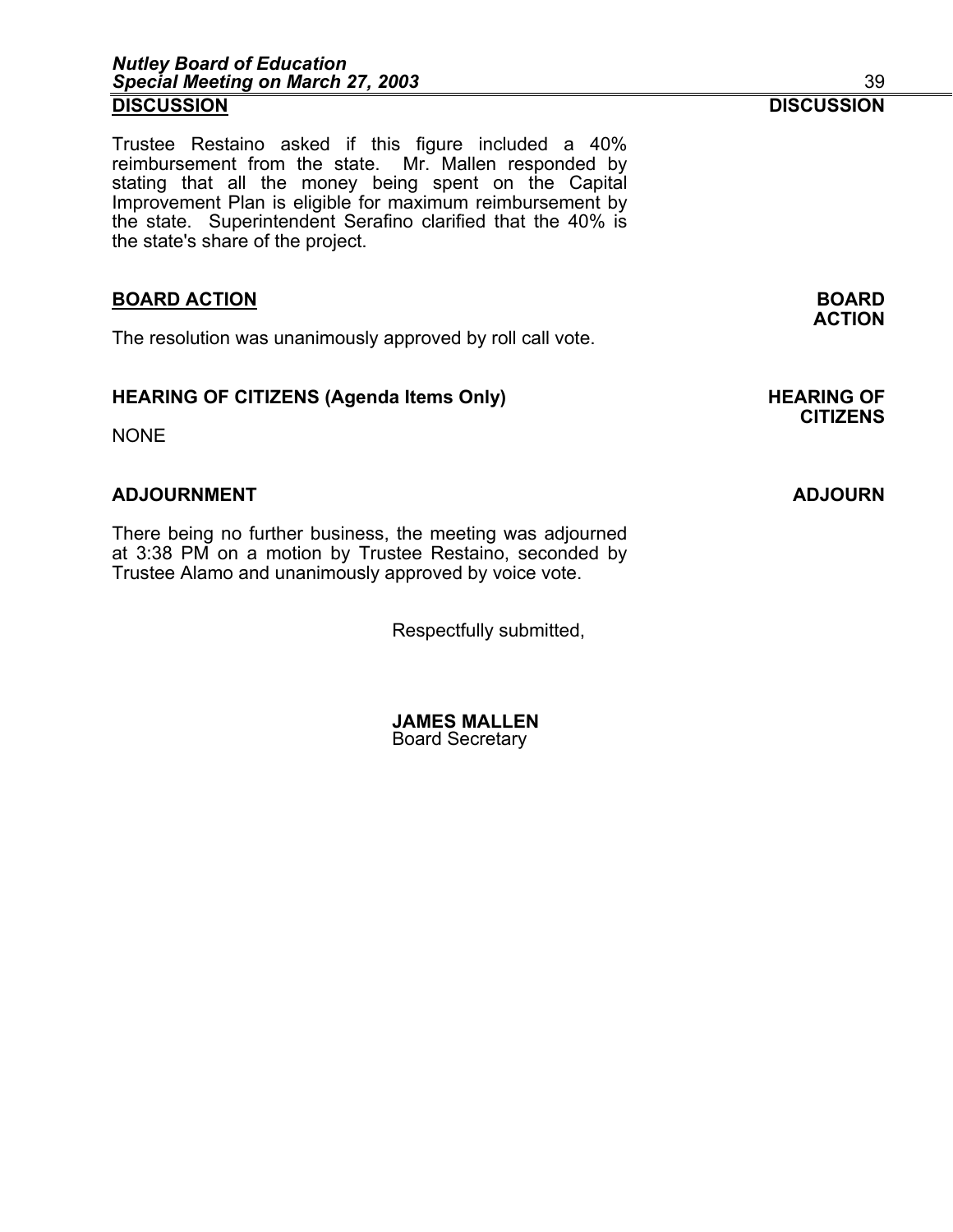## DISCUSSION

Trustee Restaino asked if this figure included a 40% reimbursement from the state. Mr. Mallen responded by stating that all the money being spent on the Capital Improvement Plan is eligible for maximum reimbursement by the state. Superintendent Serafino clarified that the 40% is the state's share of the project.

## BOARD ACTION

The resolution was unanimously approved by roll call vote.

## HEARING OF CITIZENS (Agenda Items Only)

NONE

## ADJOURNMENT

There being no further business, the meeting was adjourned at 3:38 PM on a motion by Trustee Restaino, seconded by Trustee Alamo and unanimously approved by voice vote.

Respectfully submitted,

**JAMES MALLEN**
Board Secretary